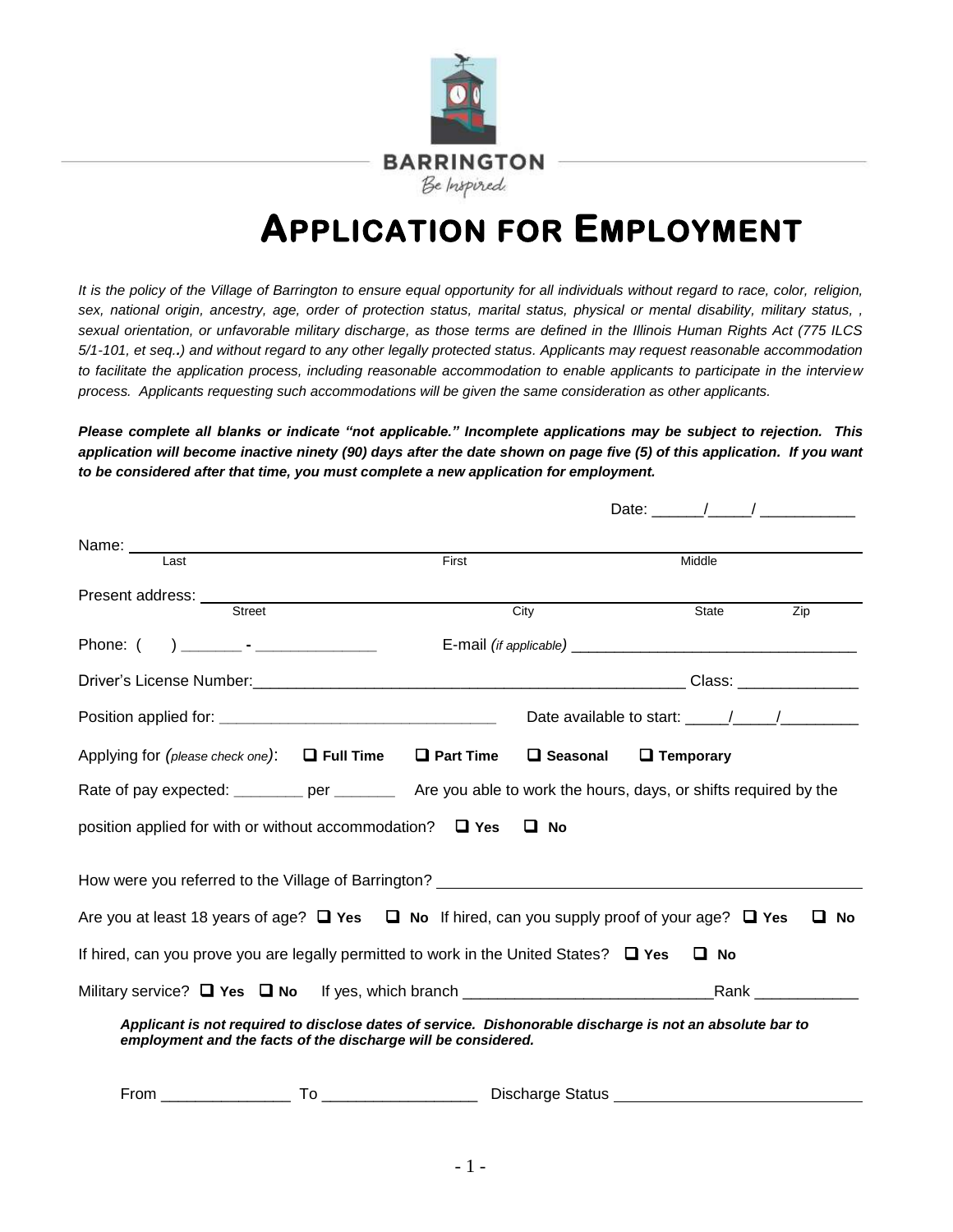BARRINGTON

*Be Inspired.*

# APPLICATION FOR EMPLOYMENT

*It is the policy of the Village of Barrington to ensure equal opportunity for all individuals without regard to race, color, religion, sex, national origin, ancestry, age, order of protection status, marital status, physical or mental disability, military status, , sexual orientation, or unfavorable military discharge, as those terms are defined in the Illinois Human Rights Act (775 ILCS 5/1-101, et seq..) and without regard to any other legally protected status. Applicants may request reasonable accommodation to facilitate the application process, including reasonable accommodation to enable applicants to participate in the interview process. Applicants requesting such accommodations will be given the same consideration as other applicants.*

***Please complete all blanks or indicate "not applicable." Incomplete applications may be subject to rejection. This application will become inactive ninety (90) days after the date shown on page five (5) of this application. If you want to be considered after that time, you must complete a new application for employment.***

Date: ______/_____/ ___________

Name: ________________________________________________
Last First Middle

Present address: ________________________________________
Street City State Zip

Phone: ( ) _______ - ______________ E-mail *(if applicable)* ________________________________

Driver's License Number:__________________________________________________ Class: ______________

Position applied for: ________________________________ Date available to start: _____/_____/_________

Applying for *(please check one)*: ☐ **Full Time** ☐ **Part Time** ☐ **Seasonal** ☐ **Temporary**

Rate of pay expected: ________ per _______ Are you able to work the hours, days, or shifts required by the position applied for with or without accommodation? ☐ **Yes** ☐ **No**

How were you referred to the Village of Barrington? ______________________________________________

Are you at least 18 years of age? ☐ **Yes** ☐ **No** If hired, can you supply proof of your age? ☐ **Yes** ☐ **No**

If hired, can you prove you are legally permitted to work in the United States? ☐ **Yes** ☐ **No**

Military service? ☐ **Yes** ☐ **No** If yes, which branch ____________________________Rank ____________

***Applicant is not required to disclose dates of service. Dishonorable discharge is not an absolute bar to employment and the facts of the discharge will be considered.***

From ______________ To _________________ Discharge Status ____________________________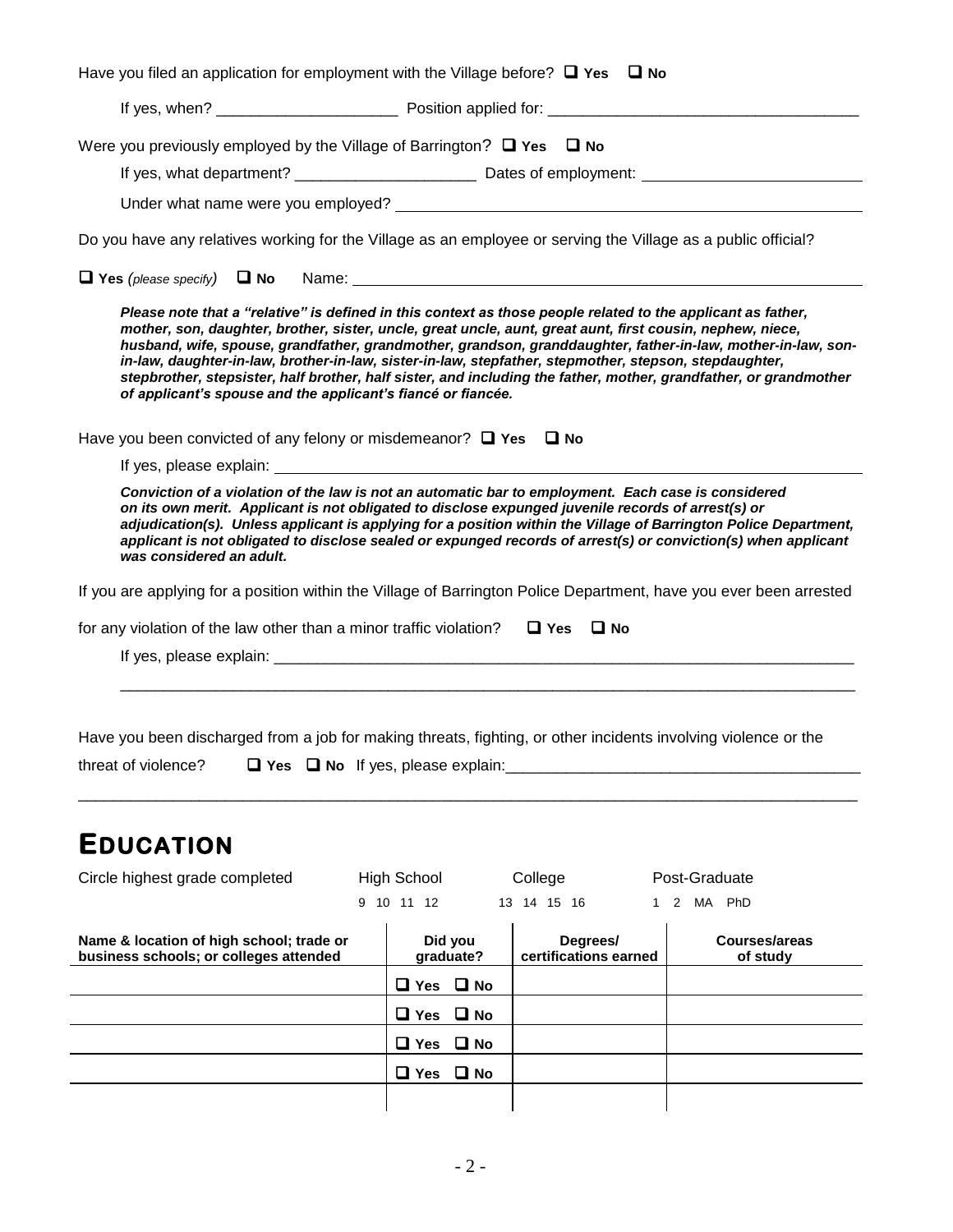Have you filed an application for employment with the Village before? ☐ **Yes** ☐ **No**

If yes, when? ____________________ Position applied for: ___________________________________

Were you previously employed by the Village of Barrington? ☐ **Yes** ☐ **No**

If yes, what department? ____________________ Dates of employment: ________________________

Under what name were you employed? ________________________________________________

Do you have any relatives working for the Village as an employee or serving the Village as a public official?

☐ **Yes** *(please specify)* ☐ **No** Name: ________________________________________________

***Please note that a "relative" is defined in this context as those people related to the applicant as father, mother, son, daughter, brother, sister, uncle, great uncle, aunt, great aunt, first cousin, nephew, niece, husband, wife, spouse, grandfather, grandmother, grandson, granddaughter, father-in-law, mother-in-law, son-in-law, daughter-in-law, brother-in-law, sister-in-law, stepfather, stepmother, stepson, stepdaughter, stepbrother, stepsister, half brother, half sister, and including the father, mother, grandfather, or grandmother of applicant's spouse and the applicant's fiancé or fiancée.***

Have you been convicted of any felony or misdemeanor? ☐ **Yes** ☐ **No**

If yes, please explain: ________________________________________________

***Conviction of a violation of the law is not an automatic bar to employment. Each case is considered on its own merit. Applicant is not obligated to disclose expunged juvenile records of arrest(s) or adjudication(s). Unless applicant is applying for a position within the Village of Barrington Police Department, applicant is not obligated to disclose sealed or expunged records of arrest(s) or conviction(s) when applicant was considered an adult.***

If you are applying for a position within the Village of Barrington Police Department, have you ever been arrested for any violation of the law other than a minor traffic violation? ☐ **Yes** ☐ **No**

If yes, please explain: ________________________________________________

________________________________________________

Have you been discharged from a job for making threats, fighting, or other incidents involving violence or the threat of violence? ☐ **Yes** ☐ **No** If yes, please explain: ________________________________________________

________________________________________________

# EDUCATION

| Circle highest grade completed | High School | College | Post-Graduate |
|---|---|---|---|
| | 9 10 11 12 | 13 14 15 16 | 1 2 MA PhD |

| Name & location of high school; trade or business schools; or colleges attended | Did you graduate? | Degrees/ certifications earned | Courses/areas of study |
|---|---|---|---|
| | ☐ Yes ☐ No | | |
| | ☐ Yes ☐ No | | |
| | ☐ Yes ☐ No | | |
| | ☐ Yes ☐ No | | |
| | | | |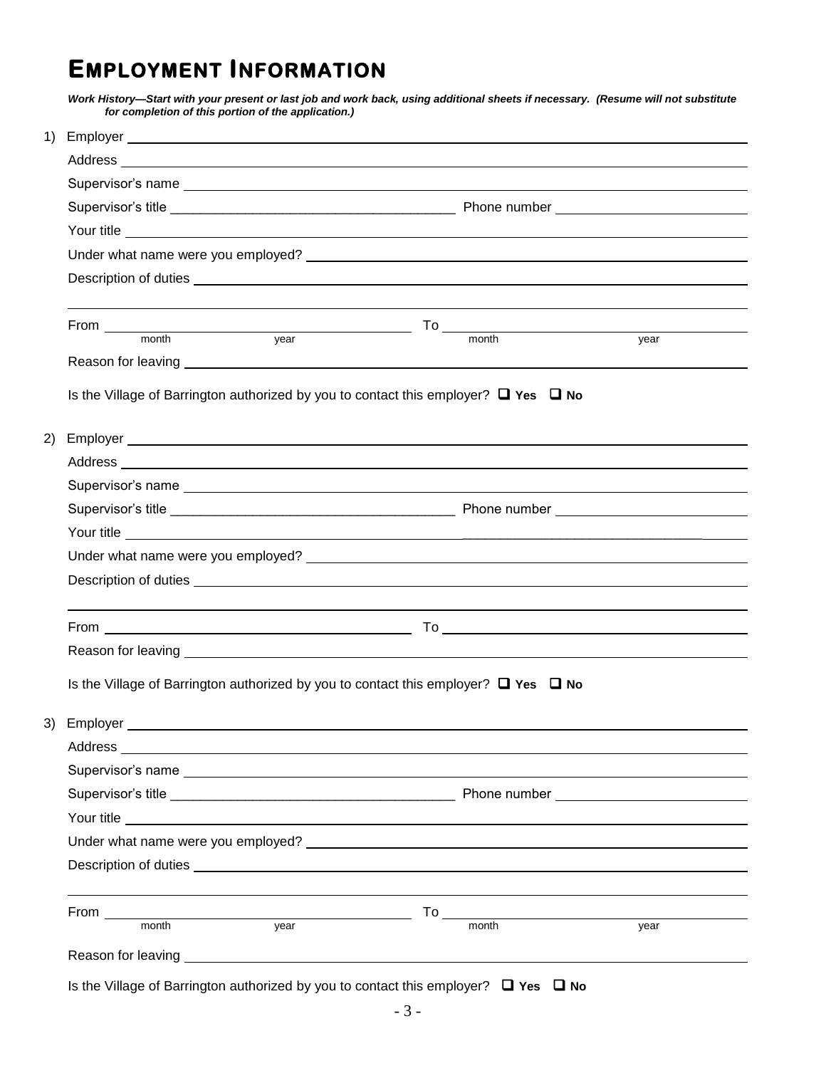# Employment Information

***Work History—Start with your present or last job and work back, using additional sheets if necessary. (Resume will not substitute for completion of this portion of the application.)***

1) Employer ____________________

Address ____________________

Supervisor's name ____________________

Supervisor's title ____________________ Phone number ____________________

Your title ____________________

Under what name were you employed? ____________________

Description of duties ____________________

____________________

From ____________________ To ____________________
month year month year

Reason for leaving ____________________

Is the Village of Barrington authorized by you to contact this employer? ❑ **Yes** ❑ **No**

2) Employer ____________________

Address ____________________

Supervisor's name ____________________

Supervisor's title ____________________ Phone number ____________________

Your title ____________________

Under what name were you employed? ____________________

Description of duties ____________________

____________________

From ____________________ To ____________________

Reason for leaving ____________________

Is the Village of Barrington authorized by you to contact this employer? ❑ **Yes** ❑ **No**

3) Employer ____________________

Address ____________________

Supervisor's name ____________________

Supervisor's title ____________________ Phone number ____________________

Your title ____________________

Under what name were you employed? ____________________

Description of duties ____________________

____________________

From ____________________ To ____________________
month year month year

Reason for leaving ____________________

Is the Village of Barrington authorized by you to contact this employer? ❑ **Yes** ❑ **No**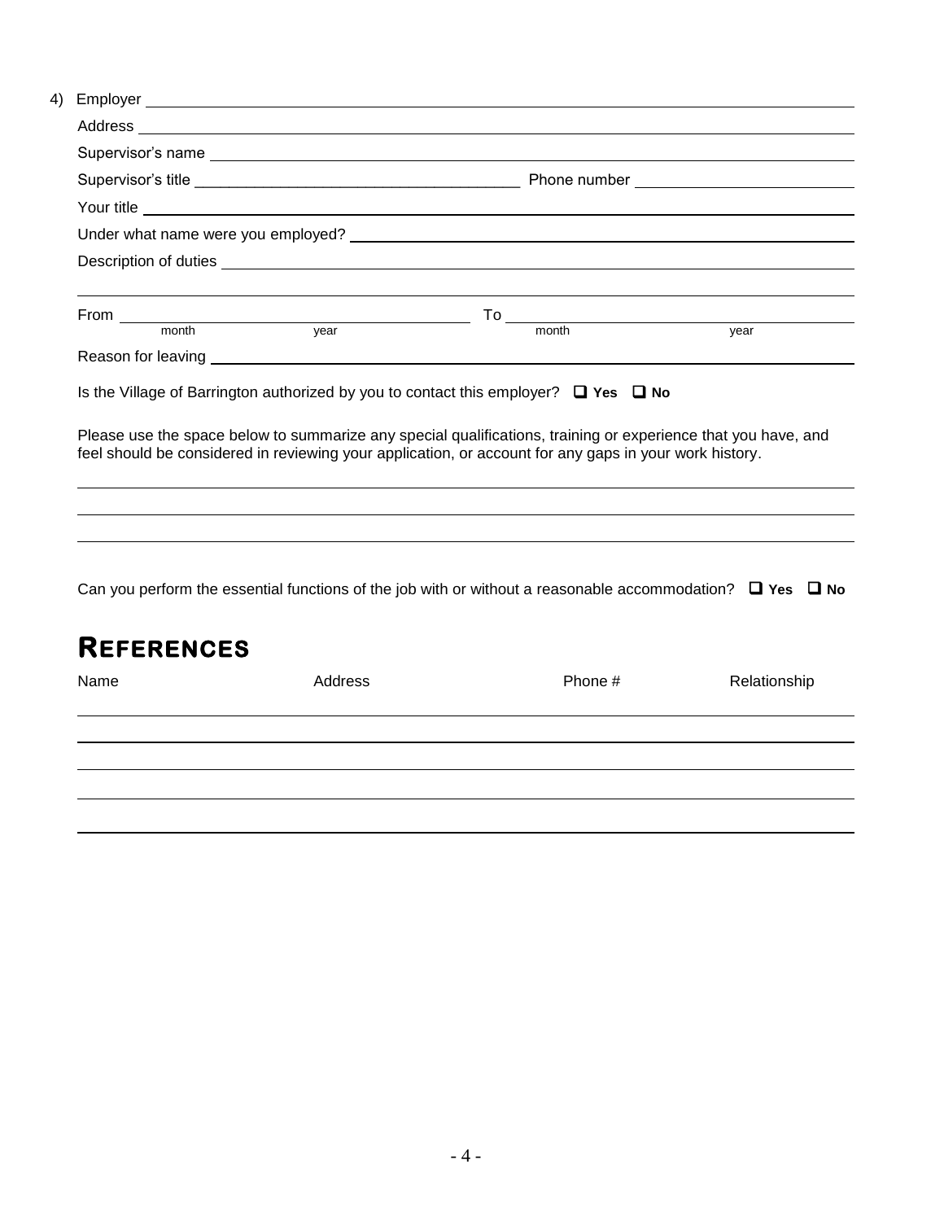4) Employer ______________________________________________

Address ______________________________________________

Supervisor's name ______________________________________________

Supervisor's title ______________________ Phone number ______________________

Your title ______________________________________________

Under what name were you employed? ______________________________________________

Description of duties ______________________________________________

______________________________________________

From ______________________ To ______________________
month year month year

Reason for leaving ______________________________________________

Is the Village of Barrington authorized by you to contact this employer? ❑ **Yes** ❑ **No**

Please use the space below to summarize any special qualifications, training or experience that you have, and feel should be considered in reviewing your application, or account for any gaps in your work history.

______________________________________________

______________________________________________

______________________________________________

Can you perform the essential functions of the job with or without a reasonable accommodation? ❑ **Yes** ❑ **No**

## REFERENCES

| Name | Address | Phone # | Relationship |
| --- | --- | --- | --- |
| | | | |
| | | | |
| | | | |
| | | | |
| | | | |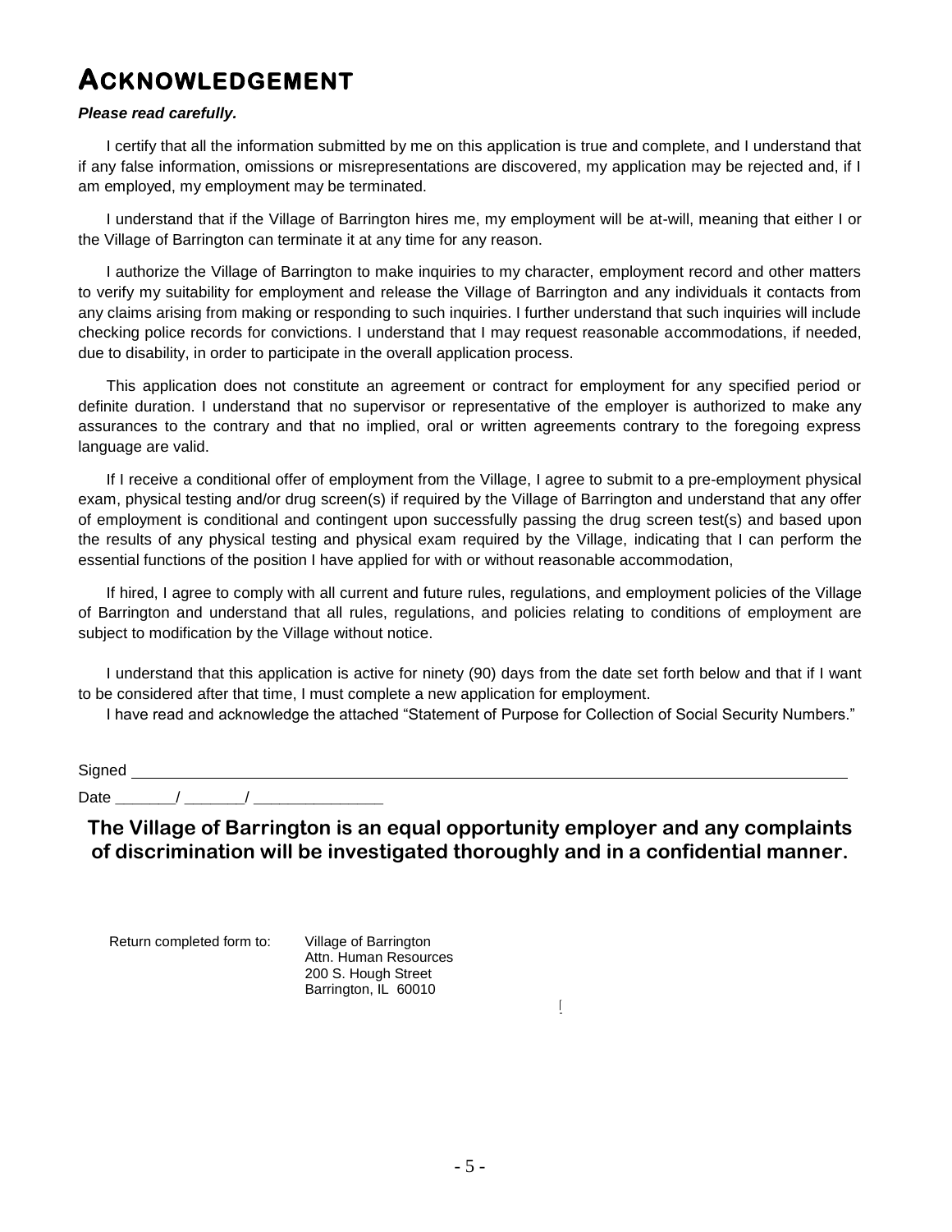# Acknowledgement

***Please read carefully.***

I certify that all the information submitted by me on this application is true and complete, and I understand that if any false information, omissions or misrepresentations are discovered, my application may be rejected and, if I am employed, my employment may be terminated.

I understand that if the Village of Barrington hires me, my employment will be at-will, meaning that either I or the Village of Barrington can terminate it at any time for any reason.

I authorize the Village of Barrington to make inquiries to my character, employment record and other matters to verify my suitability for employment and release the Village of Barrington and any individuals it contacts from any claims arising from making or responding to such inquiries. I further understand that such inquiries will include checking police records for convictions. I understand that I may request reasonable accommodations, if needed, due to disability, in order to participate in the overall application process.

This application does not constitute an agreement or contract for employment for any specified period or definite duration. I understand that no supervisor or representative of the employer is authorized to make any assurances to the contrary and that no implied, oral or written agreements contrary to the foregoing express language are valid.

If I receive a conditional offer of employment from the Village, I agree to submit to a pre-employment physical exam, physical testing and/or drug screen(s) if required by the Village of Barrington and understand that any offer of employment is conditional and contingent upon successfully passing the drug screen test(s) and based upon the results of any physical testing and physical exam required by the Village, indicating that I can perform the essential functions of the position I have applied for with or without reasonable accommodation,

If hired, I agree to comply with all current and future rules, regulations, and employment policies of the Village of Barrington and understand that all rules, regulations, and policies relating to conditions of employment are subject to modification by the Village without notice.

I understand that this application is active for ninety (90) days from the date set forth below and that if I want to be considered after that time, I must complete a new application for employment.

I have read and acknowledge the attached "Statement of Purpose for Collection of Social Security Numbers."

Signed ____________________________________________________________

Date _______/ _______/ _______________

**The Village of Barrington is an equal opportunity employer and any complaints of discrimination will be investigated thoroughly and in a confidential manner.**

Return completed form to:

Village of Barrington
Attn. Human Resources
200 S. Hough Street
Barrington, IL 60010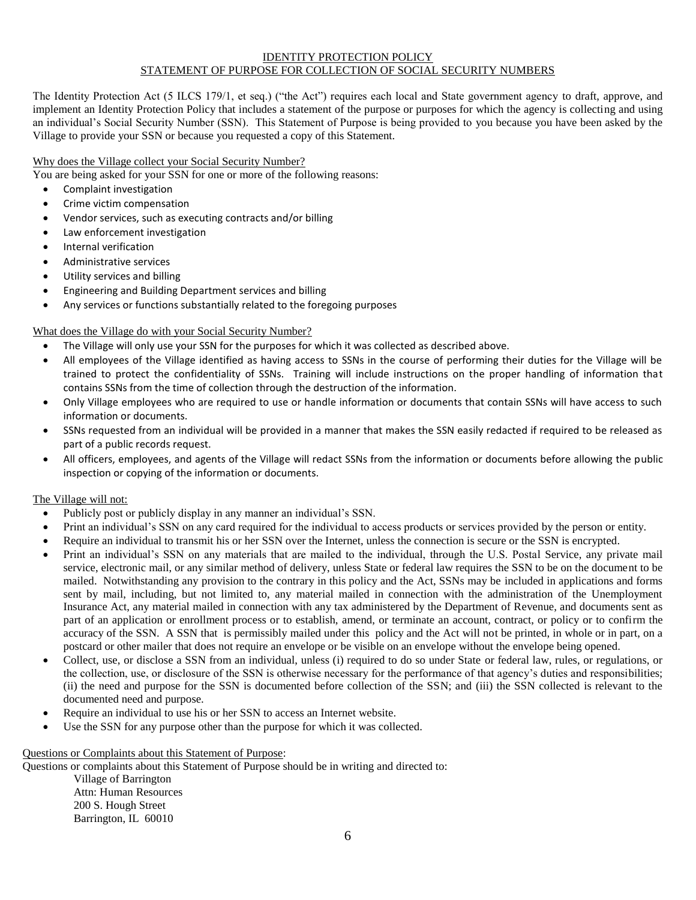# IDENTITY PROTECTION POLICY

## STATEMENT OF PURPOSE FOR COLLECTION OF SOCIAL SECURITY NUMBERS

The Identity Protection Act (5 ILCS 179/1, et seq.) ("the Act") requires each local and State government agency to draft, approve, and implement an Identity Protection Policy that includes a statement of the purpose or purposes for which the agency is collecting and using an individual's Social Security Number (SSN). This Statement of Purpose is being provided to you because you have been asked by the Village to provide your SSN or because you requested a copy of this Statement.

### Why does the Village collect your Social Security Number?

You are being asked for your SSN for one or more of the following reasons:

- Complaint investigation
- Crime victim compensation
- Vendor services, such as executing contracts and/or billing
- Law enforcement investigation
- Internal verification
- Administrative services
- Utility services and billing
- Engineering and Building Department services and billing
- Any services or functions substantially related to the foregoing purposes

### What does the Village do with your Social Security Number?

- The Village will only use your SSN for the purposes for which it was collected as described above.
- All employees of the Village identified as having access to SSNs in the course of performing their duties for the Village will be trained to protect the confidentiality of SSNs. Training will include instructions on the proper handling of information that contains SSNs from the time of collection through the destruction of the information.
- Only Village employees who are required to use or handle information or documents that contain SSNs will have access to such information or documents.
- SSNs requested from an individual will be provided in a manner that makes the SSN easily redacted if required to be released as part of a public records request.
- All officers, employees, and agents of the Village will redact SSNs from the information or documents before allowing the public inspection or copying of the information or documents.

### The Village will not:

- Publicly post or publicly display in any manner an individual's SSN.
- Print an individual's SSN on any card required for the individual to access products or services provided by the person or entity.
- Require an individual to transmit his or her SSN over the Internet, unless the connection is secure or the SSN is encrypted.
- Print an individual's SSN on any materials that are mailed to the individual, through the U.S. Postal Service, any private mail service, electronic mail, or any similar method of delivery, unless State or federal law requires the SSN to be on the document to be mailed. Notwithstanding any provision to the contrary in this policy and the Act, SSNs may be included in applications and forms sent by mail, including, but not limited to, any material mailed in connection with the administration of the Unemployment Insurance Act, any material mailed in connection with any tax administered by the Department of Revenue, and documents sent as part of an application or enrollment process or to establish, amend, or terminate an account, contract, or policy or to confirm the accuracy of the SSN. A SSN that is permissibly mailed under this policy and the Act will not be printed, in whole or in part, on a postcard or other mailer that does not require an envelope or be visible on an envelope without the envelope being opened.
- Collect, use, or disclose a SSN from an individual, unless (i) required to do so under State or federal law, rules, or regulations, or the collection, use, or disclosure of the SSN is otherwise necessary for the performance of that agency's duties and responsibilities; (ii) the need and purpose for the SSN is documented before collection of the SSN; and (iii) the SSN collected is relevant to the documented need and purpose.
- Require an individual to use his or her SSN to access an Internet website.
- Use the SSN for any purpose other than the purpose for which it was collected.

### Questions or Complaints about this Statement of Purpose:

Questions or complaints about this Statement of Purpose should be in writing and directed to:

Village of Barrington  
Attn: Human Resources  
200 S. Hough Street  
Barrington, IL 60010